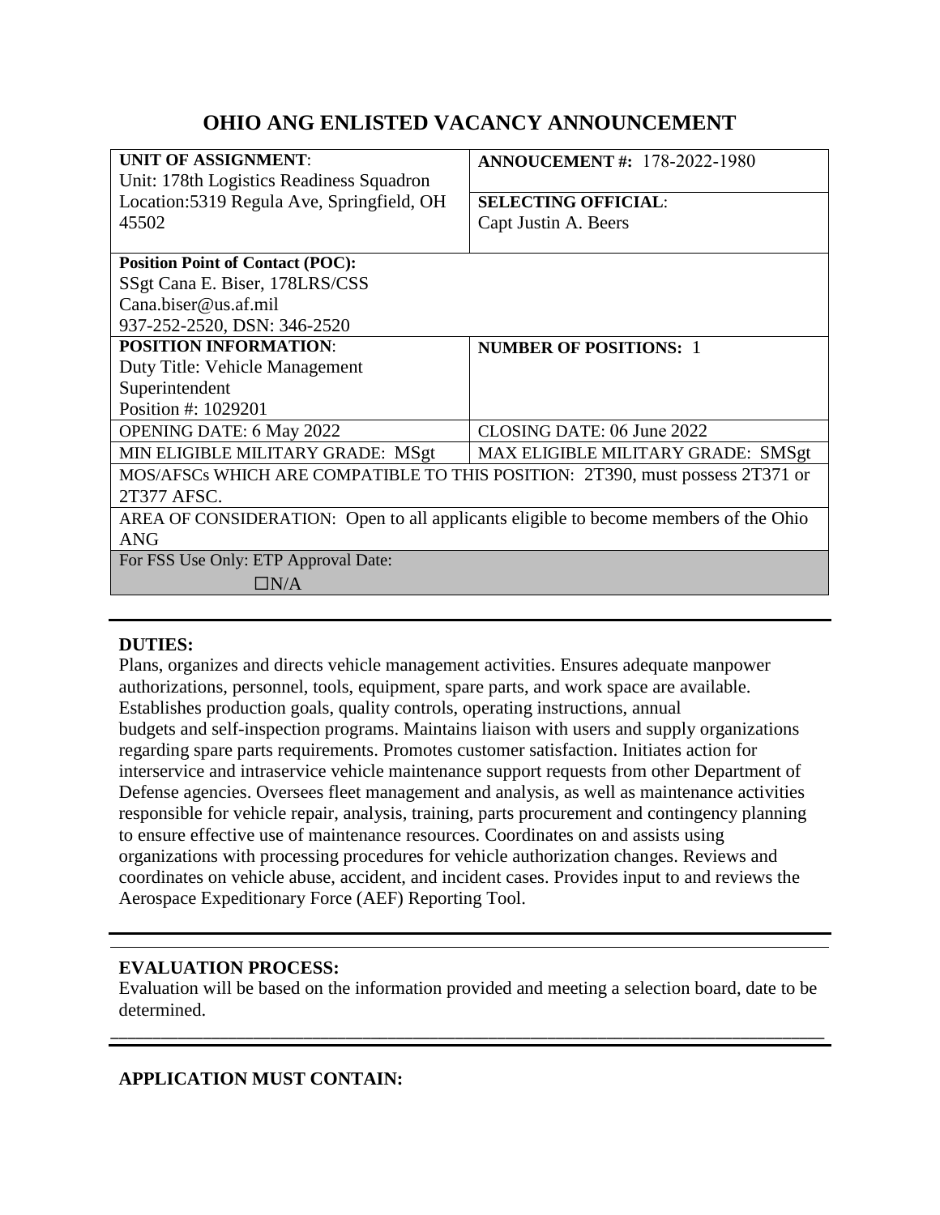# OHIO ANG ENLISTED VACANCY ANNOUNCEMENT

| | |
|---|---|
| **UNIT OF ASSIGNMENT**:<br>Unit: 178th Logistics Readiness Squadron<br>Location:5319 Regula Ave, Springfield, OH 45502 | **ANNOUCEMENT #:** 178-2022-1980<br><br>**SELECTING OFFICIAL**:<br>Capt Justin A. Beers |
| **Position Point of Contact (POC):**<br>SSgt Cana E. Biser, 178LRS/CSS<br>Cana.biser@us.af.mil<br>937-252-2520, DSN: 346-2520 | |
| **POSITION INFORMATION**:<br>Duty Title: Vehicle Management Superintendent<br>Position #: 1029201 | **NUMBER OF POSITIONS:** 1 |
| OPENING DATE: 6 May 2022 | CLOSING DATE: 06 June 2022 |
| MIN ELIGIBLE MILITARY GRADE: MSgt | MAX ELIGIBLE MILITARY GRADE: SMSgt |
| MOS/AFSCs WHICH ARE COMPATIBLE TO THIS POSITION: 2T390, must possess 2T371 or 2T377 AFSC. | |
| AREA OF CONSIDERATION: Open to all applicants eligible to become members of the Ohio ANG | |
| For FSS Use Only: ETP Approval Date:<br>☐N/A | |

**DUTIES:**

Plans, organizes and directs vehicle management activities. Ensures adequate manpower authorizations, personnel, tools, equipment, spare parts, and work space are available. Establishes production goals, quality controls, operating instructions, annual budgets and self-inspection programs. Maintains liaison with users and supply organizations regarding spare parts requirements. Promotes customer satisfaction. Initiates action for interservice and intraservice vehicle maintenance support requests from other Department of Defense agencies. Oversees fleet management and analysis, as well as maintenance activities responsible for vehicle repair, analysis, training, parts procurement and contingency planning to ensure effective use of maintenance resources. Coordinates on and assists using organizations with processing procedures for vehicle authorization changes. Reviews and coordinates on vehicle abuse, accident, and incident cases. Provides input to and reviews the Aerospace Expeditionary Force (AEF) Reporting Tool.

**EVALUATION PROCESS:**

Evaluation will be based on the information provided and meeting a selection board, date to be determined.

**APPLICATION MUST CONTAIN:**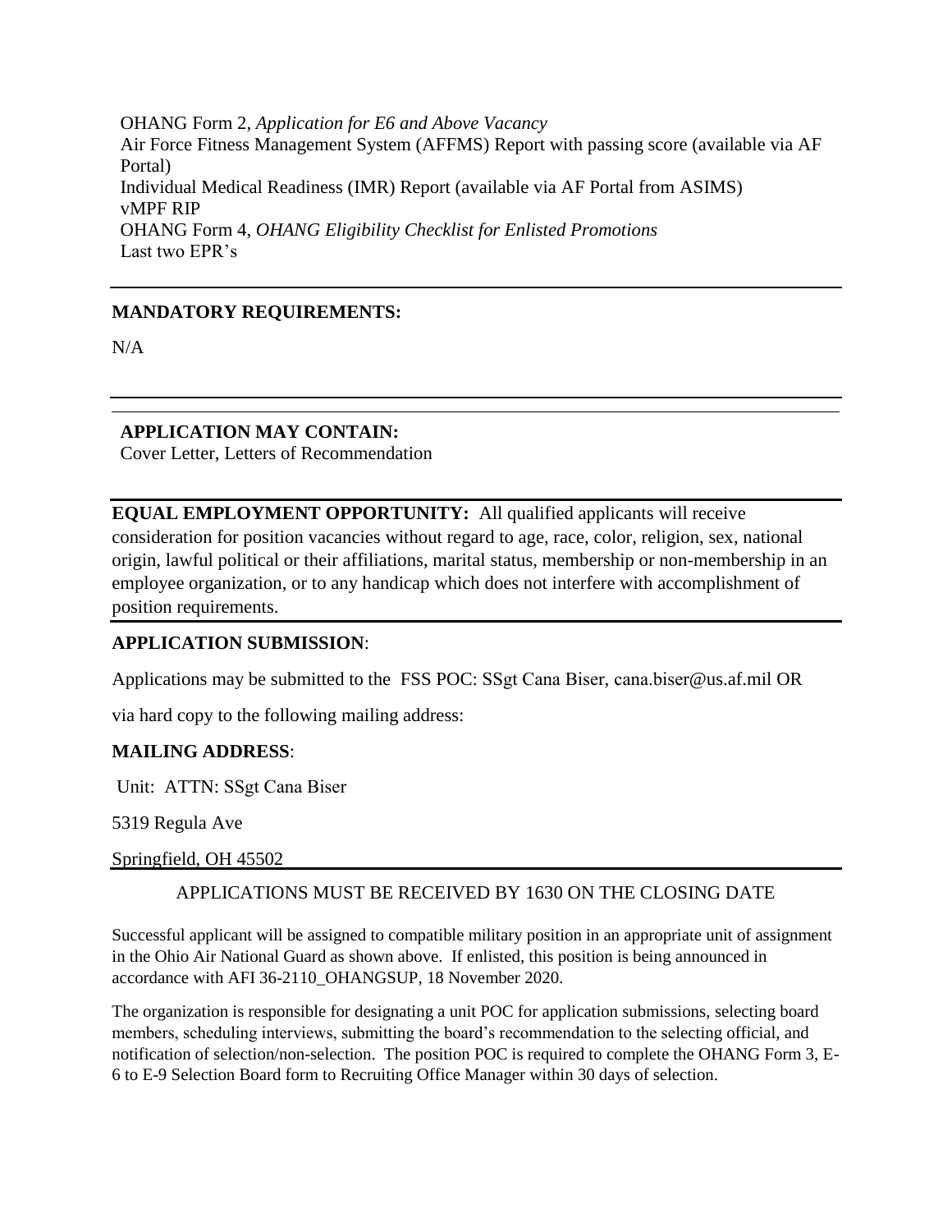OHANG Form 2, *Application for E6 and Above Vacancy*
Air Force Fitness Management System (AFFMS) Report with passing score (available via AF Portal)
Individual Medical Readiness (IMR) Report (available via AF Portal from ASIMS)
vMPF RIP
OHANG Form 4, *OHANG Eligibility Checklist for Enlisted Promotions*
Last two EPR's

**MANDATORY REQUIREMENTS:**

N/A

**APPLICATION MAY CONTAIN:**
Cover Letter, Letters of Recommendation

**EQUAL EMPLOYMENT OPPORTUNITY:** All qualified applicants will receive consideration for position vacancies without regard to age, race, color, religion, sex, national origin, lawful political or their affiliations, marital status, membership or non-membership in an employee organization, or to any handicap which does not interfere with accomplishment of position requirements.

**APPLICATION SUBMISSION**:

Applications may be submitted to the FSS POC: SSgt Cana Biser, cana.biser@us.af.mil OR

via hard copy to the following mailing address:

**MAILING ADDRESS**:

Unit: ATTN: SSgt Cana Biser

5319 Regula Ave

Springfield, OH 45502

APPLICATIONS MUST BE RECEIVED BY 1630 ON THE CLOSING DATE

Successful applicant will be assigned to compatible military position in an appropriate unit of assignment in the Ohio Air National Guard as shown above. If enlisted, this position is being announced in accordance with AFI 36-2110_OHANGSUP, 18 November 2020.

The organization is responsible for designating a unit POC for application submissions, selecting board members, scheduling interviews, submitting the board's recommendation to the selecting official, and notification of selection/non-selection. The position POC is required to complete the OHANG Form 3, E-6 to E-9 Selection Board form to Recruiting Office Manager within 30 days of selection.